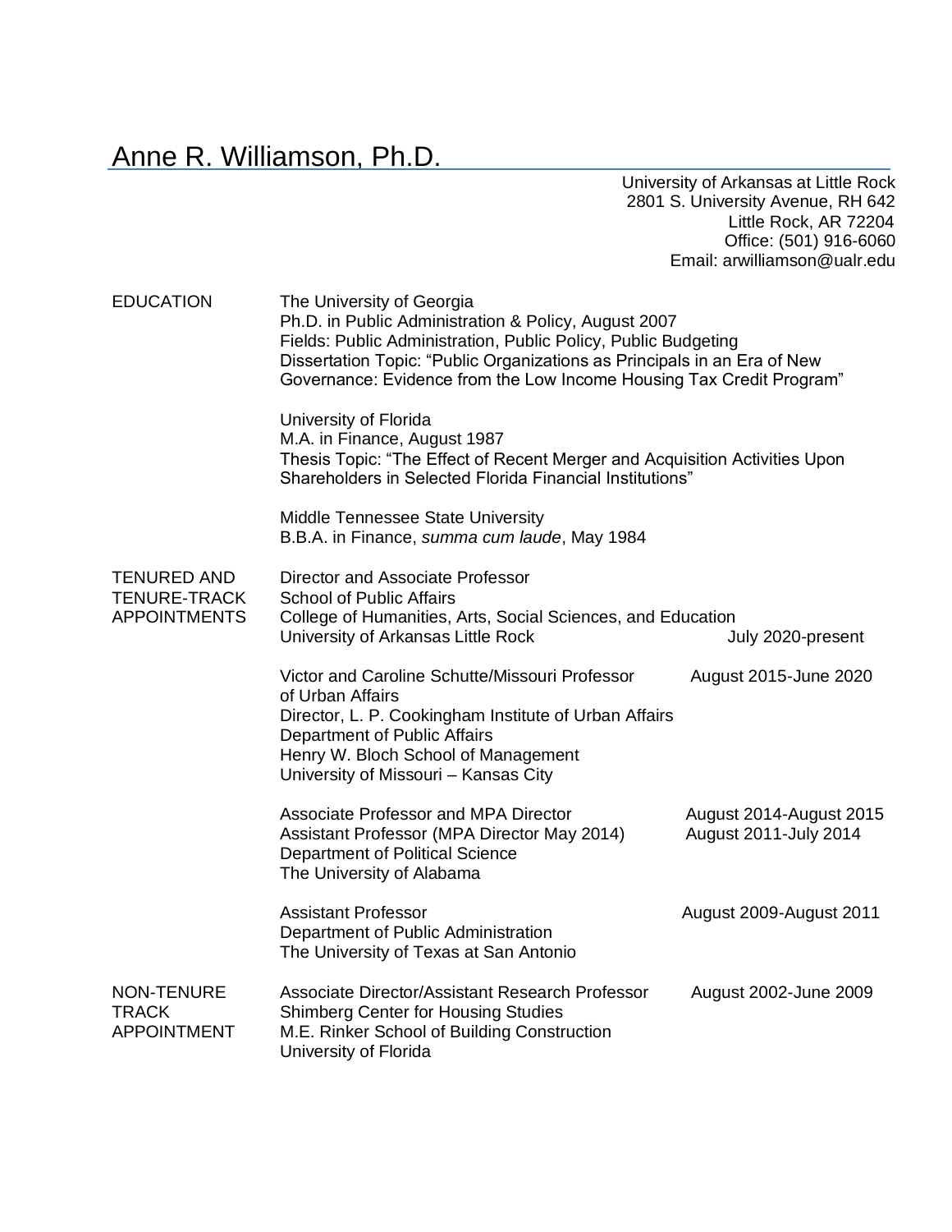# Anne R. Williamson, Ph.D.

University of Arkansas at Little Rock
2801 S. University Avenue, RH 642
Little Rock, AR 72204
Office: (501) 916-6060
Email: arwilliamson@ualr.edu

## EDUCATION

The University of Georgia
Ph.D. in Public Administration & Policy, August 2007
Fields: Public Administration, Public Policy, Public Budgeting
Dissertation Topic: "Public Organizations as Principals in an Era of New Governance: Evidence from the Low Income Housing Tax Credit Program"

University of Florida
M.A. in Finance, August 1987
Thesis Topic: "The Effect of Recent Merger and Acquisition Activities Upon Shareholders in Selected Florida Financial Institutions"

Middle Tennessee State University
B.B.A. in Finance, *summa cum laude*, May 1984

## TENURED AND TENURE-TRACK APPOINTMENTS

Director and Associate Professor
School of Public Affairs
College of Humanities, Arts, Social Sciences, and Education
University of Arkansas Little Rock — July 2020-present

Victor and Caroline Schutte/Missouri Professor of Urban Affairs — August 2015-June 2020
Director, L. P. Cookingham Institute of Urban Affairs
Department of Public Affairs
Henry W. Bloch School of Management
University of Missouri – Kansas City

Associate Professor and MPA Director — August 2014-August 2015
Assistant Professor (MPA Director May 2014) — August 2011-July 2014
Department of Political Science
The University of Alabama

Assistant Professor — August 2009-August 2011
Department of Public Administration
The University of Texas at San Antonio

## NON-TENURE TRACK APPOINTMENT

Associate Director/Assistant Research Professor — August 2002-June 2009
Shimberg Center for Housing Studies
M.E. Rinker School of Building Construction
University of Florida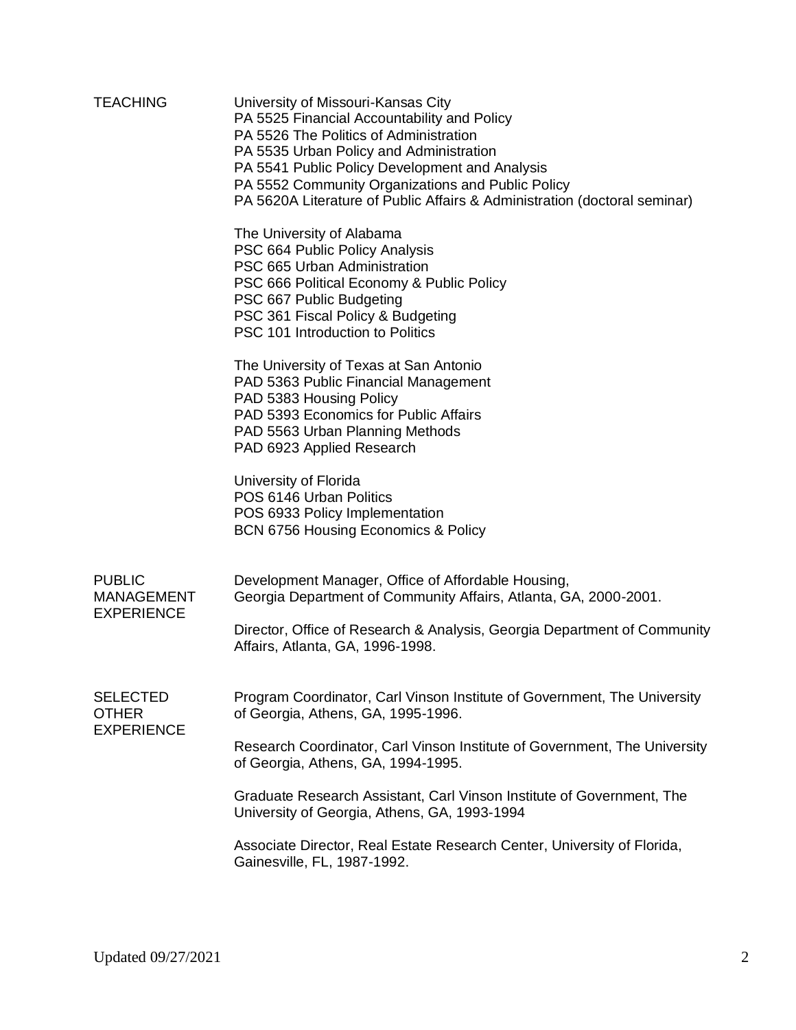## TEACHING

University of Missouri-Kansas City
PA 5525 Financial Accountability and Policy
PA 5526 The Politics of Administration
PA 5535 Urban Policy and Administration
PA 5541 Public Policy Development and Analysis
PA 5552 Community Organizations and Public Policy
PA 5620A Literature of Public Affairs & Administration (doctoral seminar)

The University of Alabama
PSC 664 Public Policy Analysis
PSC 665 Urban Administration
PSC 666 Political Economy & Public Policy
PSC 667 Public Budgeting
PSC 361 Fiscal Policy & Budgeting
PSC 101 Introduction to Politics

The University of Texas at San Antonio
PAD 5363 Public Financial Management
PAD 5383 Housing Policy
PAD 5393 Economics for Public Affairs
PAD 5563 Urban Planning Methods
PAD 6923 Applied Research

University of Florida
POS 6146 Urban Politics
POS 6933 Policy Implementation
BCN 6756 Housing Economics & Policy

## PUBLIC MANAGEMENT EXPERIENCE

Development Manager, Office of Affordable Housing, Georgia Department of Community Affairs, Atlanta, GA, 2000-2001.

Director, Office of Research & Analysis, Georgia Department of Community Affairs, Atlanta, GA, 1996-1998.

## SELECTED OTHER EXPERIENCE

Program Coordinator, Carl Vinson Institute of Government, The University of Georgia, Athens, GA, 1995-1996.

Research Coordinator, Carl Vinson Institute of Government, The University of Georgia, Athens, GA, 1994-1995.

Graduate Research Assistant, Carl Vinson Institute of Government, The University of Georgia, Athens, GA, 1993-1994

Associate Director, Real Estate Research Center, University of Florida, Gainesville, FL, 1987-1992.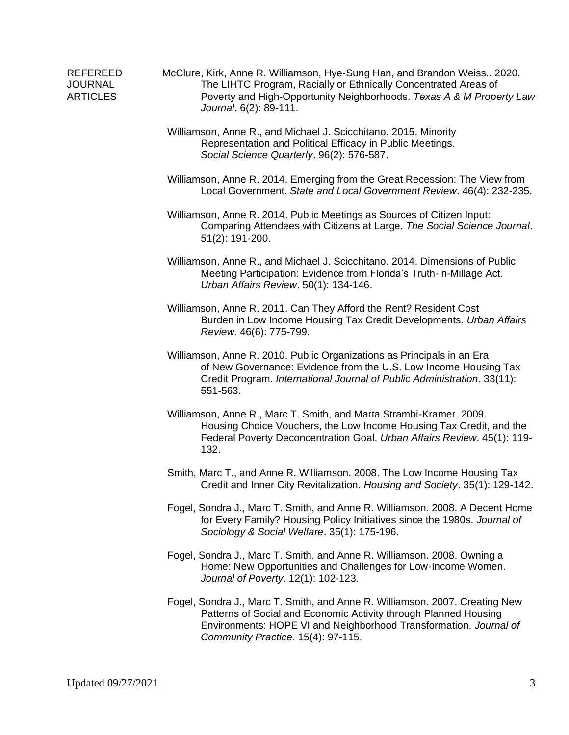## REFEREED JOURNAL ARTICLES

McClure, Kirk, Anne R. Williamson, Hye-Sung Han, and Brandon Weiss.. 2020. The LIHTC Program, Racially or Ethnically Concentrated Areas of Poverty and High-Opportunity Neighborhoods. *Texas A & M Property Law Journal*. 6(2): 89-111.

Williamson, Anne R., and Michael J. Scicchitano. 2015. Minority Representation and Political Efficacy in Public Meetings. *Social Science Quarterly*. 96(2): 576-587.

Williamson, Anne R. 2014. Emerging from the Great Recession: The View from Local Government. *State and Local Government Review*. 46(4): 232-235.

Williamson, Anne R. 2014. Public Meetings as Sources of Citizen Input: Comparing Attendees with Citizens at Large. *The Social Science Journal*. 51(2): 191-200.

Williamson, Anne R., and Michael J. Scicchitano. 2014. Dimensions of Public Meeting Participation: Evidence from Florida's Truth-in-Millage Act. *Urban Affairs Review*. 50(1): 134-146.

Williamson, Anne R. 2011. Can They Afford the Rent? Resident Cost Burden in Low Income Housing Tax Credit Developments. *Urban Affairs Review.* 46(6): 775-799.

Williamson, Anne R. 2010. Public Organizations as Principals in an Era of New Governance: Evidence from the U.S. Low Income Housing Tax Credit Program. *International Journal of Public Administration*. 33(11): 551-563.

Williamson, Anne R., Marc T. Smith, and Marta Strambi-Kramer. 2009. Housing Choice Vouchers, the Low Income Housing Tax Credit, and the Federal Poverty Deconcentration Goal. *Urban Affairs Review*. 45(1): 119-132.

Smith, Marc T., and Anne R. Williamson. 2008. The Low Income Housing Tax Credit and Inner City Revitalization. *Housing and Society*. 35(1): 129-142.

Fogel, Sondra J., Marc T. Smith, and Anne R. Williamson. 2008. A Decent Home for Every Family? Housing Policy Initiatives since the 1980s. *Journal of Sociology & Social Welfare*. 35(1): 175-196.

Fogel, Sondra J., Marc T. Smith, and Anne R. Williamson. 2008. Owning a Home: New Opportunities and Challenges for Low-Income Women. *Journal of Poverty*. 12(1): 102-123.

Fogel, Sondra J., Marc T. Smith, and Anne R. Williamson. 2007. Creating New Patterns of Social and Economic Activity through Planned Housing Environments: HOPE VI and Neighborhood Transformation. *Journal of Community Practice*. 15(4): 97-115.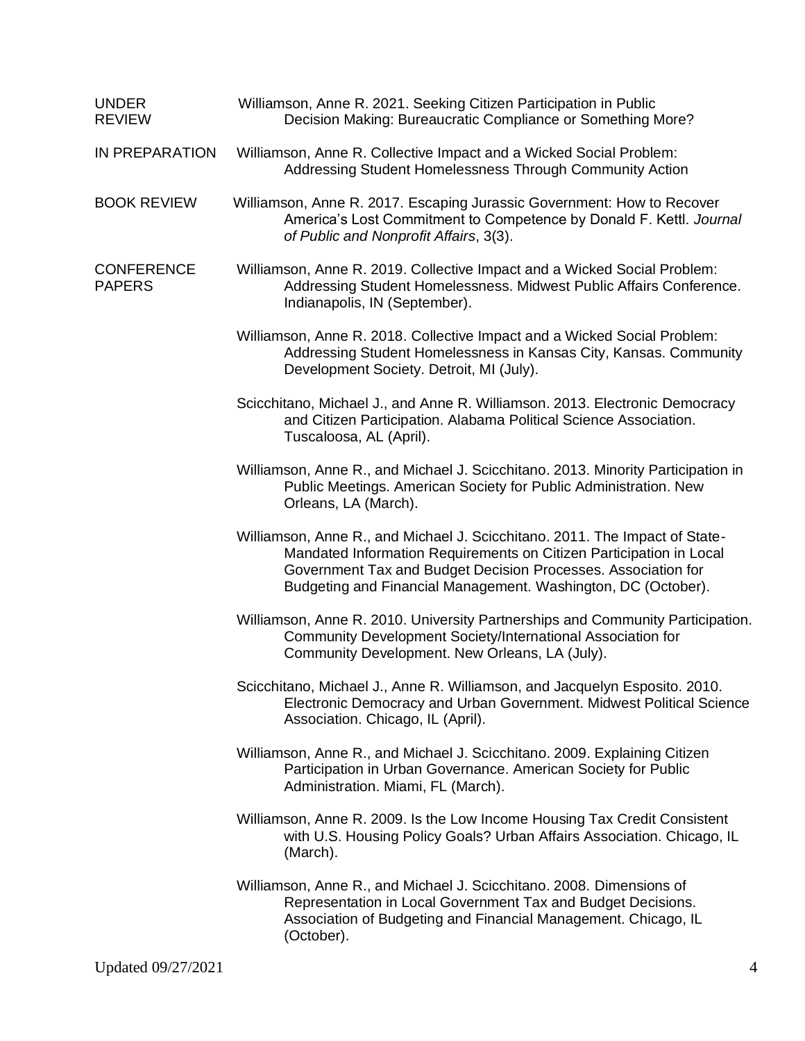**UNDER REVIEW**

Williamson, Anne R. 2021. Seeking Citizen Participation in Public Decision Making: Bureaucratic Compliance or Something More?

**IN PREPARATION**

Williamson, Anne R. Collective Impact and a Wicked Social Problem: Addressing Student Homelessness Through Community Action

**BOOK REVIEW**

Williamson, Anne R. 2017. Escaping Jurassic Government: How to Recover America's Lost Commitment to Competence by Donald F. Kettl. *Journal of Public and Nonprofit Affairs*, 3(3).

**CONFERENCE PAPERS**

Williamson, Anne R. 2019. Collective Impact and a Wicked Social Problem: Addressing Student Homelessness. Midwest Public Affairs Conference. Indianapolis, IN (September).

Williamson, Anne R. 2018. Collective Impact and a Wicked Social Problem: Addressing Student Homelessness in Kansas City, Kansas. Community Development Society. Detroit, MI (July).

Scicchitano, Michael J., and Anne R. Williamson. 2013. Electronic Democracy and Citizen Participation. Alabama Political Science Association. Tuscaloosa, AL (April).

Williamson, Anne R., and Michael J. Scicchitano. 2013. Minority Participation in Public Meetings. American Society for Public Administration. New Orleans, LA (March).

Williamson, Anne R., and Michael J. Scicchitano. 2011. The Impact of State-Mandated Information Requirements on Citizen Participation in Local Government Tax and Budget Decision Processes. Association for Budgeting and Financial Management. Washington, DC (October).

Williamson, Anne R. 2010. University Partnerships and Community Participation. Community Development Society/International Association for Community Development. New Orleans, LA (July).

Scicchitano, Michael J., Anne R. Williamson, and Jacquelyn Esposito. 2010. Electronic Democracy and Urban Government. Midwest Political Science Association. Chicago, IL (April).

Williamson, Anne R., and Michael J. Scicchitano. 2009. Explaining Citizen Participation in Urban Governance. American Society for Public Administration. Miami, FL (March).

Williamson, Anne R. 2009. Is the Low Income Housing Tax Credit Consistent with U.S. Housing Policy Goals? Urban Affairs Association. Chicago, IL (March).

Williamson, Anne R., and Michael J. Scicchitano. 2008. Dimensions of Representation in Local Government Tax and Budget Decisions. Association of Budgeting and Financial Management. Chicago, IL (October).

Updated 09/27/2021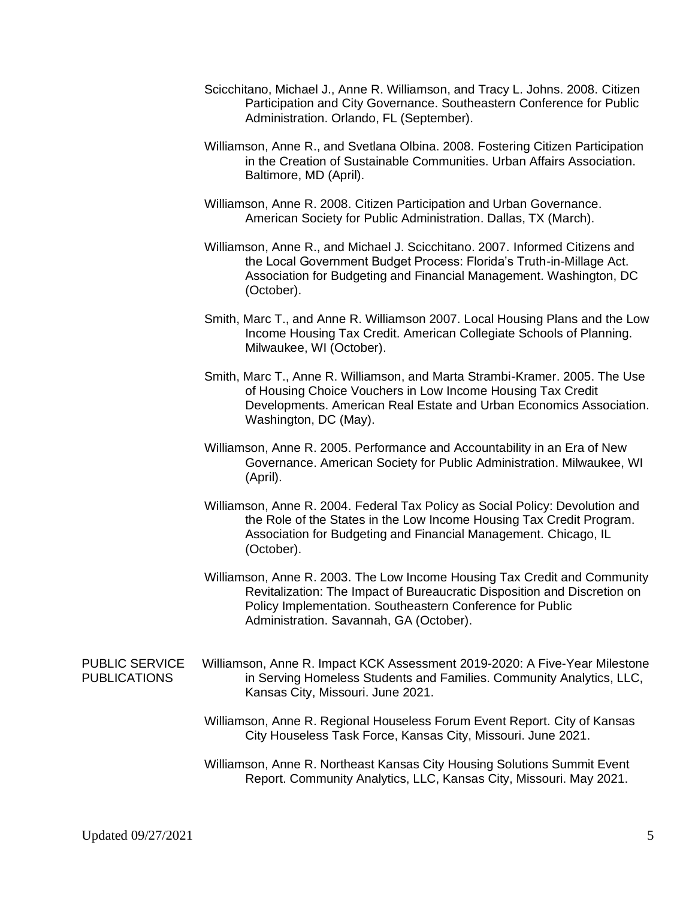Scicchitano, Michael J., Anne R. Williamson, and Tracy L. Johns. 2008. Citizen Participation and City Governance. Southeastern Conference for Public Administration. Orlando, FL (September).

Williamson, Anne R., and Svetlana Olbina. 2008. Fostering Citizen Participation in the Creation of Sustainable Communities. Urban Affairs Association. Baltimore, MD (April).

Williamson, Anne R. 2008. Citizen Participation and Urban Governance. American Society for Public Administration. Dallas, TX (March).

Williamson, Anne R., and Michael J. Scicchitano. 2007. Informed Citizens and the Local Government Budget Process: Florida's Truth-in-Millage Act. Association for Budgeting and Financial Management. Washington, DC (October).

Smith, Marc T., and Anne R. Williamson 2007. Local Housing Plans and the Low Income Housing Tax Credit. American Collegiate Schools of Planning. Milwaukee, WI (October).

Smith, Marc T., Anne R. Williamson, and Marta Strambi-Kramer. 2005. The Use of Housing Choice Vouchers in Low Income Housing Tax Credit Developments. American Real Estate and Urban Economics Association. Washington, DC (May).

Williamson, Anne R. 2005. Performance and Accountability in an Era of New Governance. American Society for Public Administration. Milwaukee, WI (April).

Williamson, Anne R. 2004. Federal Tax Policy as Social Policy: Devolution and the Role of the States in the Low Income Housing Tax Credit Program. Association for Budgeting and Financial Management. Chicago, IL (October).

Williamson, Anne R. 2003. The Low Income Housing Tax Credit and Community Revitalization: The Impact of Bureaucratic Disposition and Discretion on Policy Implementation. Southeastern Conference for Public Administration. Savannah, GA (October).

## PUBLIC SERVICE PUBLICATIONS

Williamson, Anne R. Impact KCK Assessment 2019-2020: A Five-Year Milestone in Serving Homeless Students and Families. Community Analytics, LLC, Kansas City, Missouri. June 2021.

Williamson, Anne R. Regional Houseless Forum Event Report. City of Kansas City Houseless Task Force, Kansas City, Missouri. June 2021.

Williamson, Anne R. Northeast Kansas City Housing Solutions Summit Event Report. Community Analytics, LLC, Kansas City, Missouri. May 2021.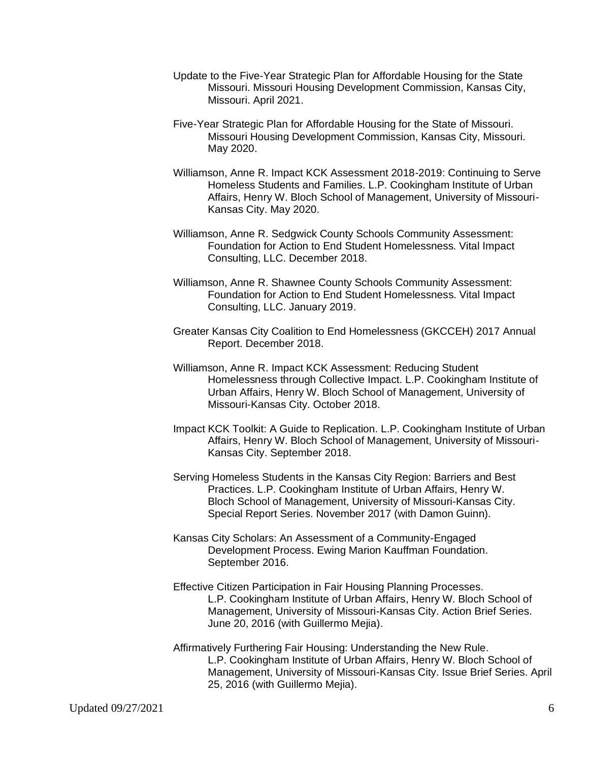Update to the Five-Year Strategic Plan for Affordable Housing for the State Missouri. Missouri Housing Development Commission, Kansas City, Missouri. April 2021.

Five-Year Strategic Plan for Affordable Housing for the State of Missouri. Missouri Housing Development Commission, Kansas City, Missouri. May 2020.

Williamson, Anne R. Impact KCK Assessment 2018-2019: Continuing to Serve Homeless Students and Families. L.P. Cookingham Institute of Urban Affairs, Henry W. Bloch School of Management, University of Missouri-Kansas City. May 2020.

Williamson, Anne R. Sedgwick County Schools Community Assessment: Foundation for Action to End Student Homelessness. Vital Impact Consulting, LLC. December 2018.

Williamson, Anne R. Shawnee County Schools Community Assessment: Foundation for Action to End Student Homelessness. Vital Impact Consulting, LLC. January 2019.

Greater Kansas City Coalition to End Homelessness (GKCCEH) 2017 Annual Report. December 2018.

Williamson, Anne R. Impact KCK Assessment: Reducing Student Homelessness through Collective Impact. L.P. Cookingham Institute of Urban Affairs, Henry W. Bloch School of Management, University of Missouri-Kansas City. October 2018.

Impact KCK Toolkit: A Guide to Replication. L.P. Cookingham Institute of Urban Affairs, Henry W. Bloch School of Management, University of Missouri-Kansas City. September 2018.

Serving Homeless Students in the Kansas City Region: Barriers and Best Practices. L.P. Cookingham Institute of Urban Affairs, Henry W. Bloch School of Management, University of Missouri-Kansas City. Special Report Series. November 2017 (with Damon Guinn).

Kansas City Scholars: An Assessment of a Community-Engaged Development Process. Ewing Marion Kauffman Foundation. September 2016.

Effective Citizen Participation in Fair Housing Planning Processes. L.P. Cookingham Institute of Urban Affairs, Henry W. Bloch School of Management, University of Missouri-Kansas City. Action Brief Series. June 20, 2016 (with Guillermo Mejia).

Affirmatively Furthering Fair Housing: Understanding the New Rule. L.P. Cookingham Institute of Urban Affairs, Henry W. Bloch School of Management, University of Missouri-Kansas City. Issue Brief Series. April 25, 2016 (with Guillermo Mejia).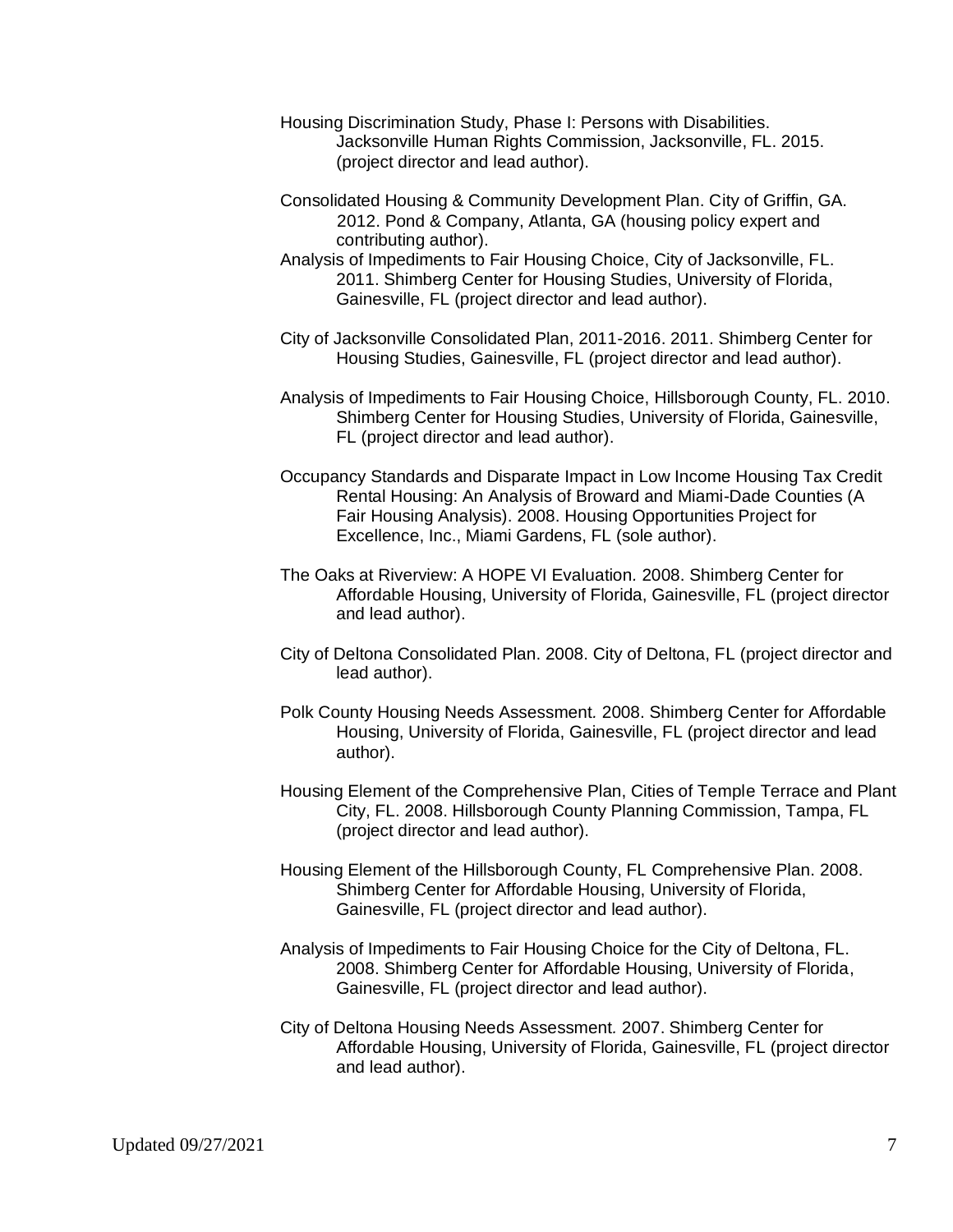Housing Discrimination Study, Phase I: Persons with Disabilities. Jacksonville Human Rights Commission, Jacksonville, FL. 2015. (project director and lead author).

Consolidated Housing & Community Development Plan. City of Griffin, GA. 2012. Pond & Company, Atlanta, GA (housing policy expert and contributing author).

Analysis of Impediments to Fair Housing Choice, City of Jacksonville, FL. 2011. Shimberg Center for Housing Studies, University of Florida, Gainesville, FL (project director and lead author).

City of Jacksonville Consolidated Plan, 2011-2016. 2011. Shimberg Center for Housing Studies, Gainesville, FL (project director and lead author).

Analysis of Impediments to Fair Housing Choice, Hillsborough County, FL. 2010. Shimberg Center for Housing Studies, University of Florida, Gainesville, FL (project director and lead author).

Occupancy Standards and Disparate Impact in Low Income Housing Tax Credit Rental Housing: An Analysis of Broward and Miami-Dade Counties (A Fair Housing Analysis). 2008. Housing Opportunities Project for Excellence, Inc., Miami Gardens, FL (sole author).

The Oaks at Riverview: A HOPE VI Evaluation. 2008. Shimberg Center for Affordable Housing, University of Florida, Gainesville, FL (project director and lead author).

City of Deltona Consolidated Plan. 2008. City of Deltona, FL (project director and lead author).

Polk County Housing Needs Assessment. 2008. Shimberg Center for Affordable Housing, University of Florida, Gainesville, FL (project director and lead author).

Housing Element of the Comprehensive Plan, Cities of Temple Terrace and Plant City, FL. 2008. Hillsborough County Planning Commission, Tampa, FL (project director and lead author).

Housing Element of the Hillsborough County, FL Comprehensive Plan. 2008. Shimberg Center for Affordable Housing, University of Florida, Gainesville, FL (project director and lead author).

Analysis of Impediments to Fair Housing Choice for the City of Deltona, FL. 2008. Shimberg Center for Affordable Housing, University of Florida, Gainesville, FL (project director and lead author).

City of Deltona Housing Needs Assessment. 2007. Shimberg Center for Affordable Housing, University of Florida, Gainesville, FL (project director and lead author).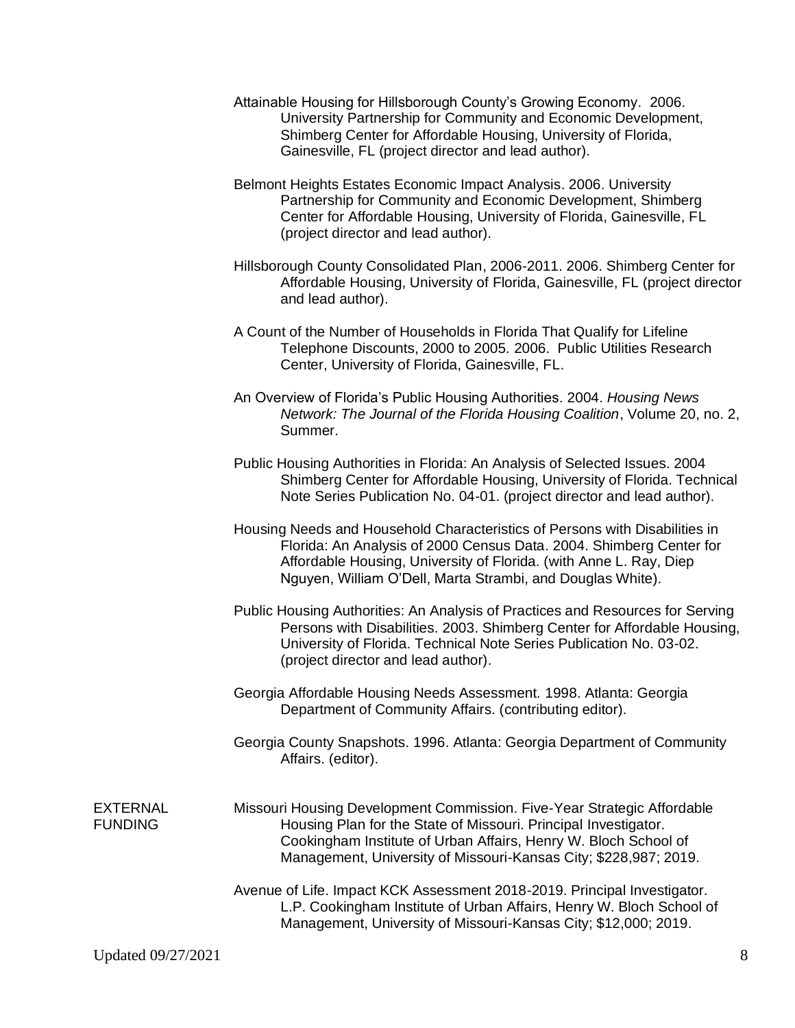Attainable Housing for Hillsborough County's Growing Economy. 2006. University Partnership for Community and Economic Development, Shimberg Center for Affordable Housing, University of Florida, Gainesville, FL (project director and lead author).

Belmont Heights Estates Economic Impact Analysis. 2006. University Partnership for Community and Economic Development, Shimberg Center for Affordable Housing, University of Florida, Gainesville, FL (project director and lead author).

Hillsborough County Consolidated Plan, 2006-2011. 2006. Shimberg Center for Affordable Housing, University of Florida, Gainesville, FL (project director and lead author).

A Count of the Number of Households in Florida That Qualify for Lifeline Telephone Discounts, 2000 to 2005. 2006. Public Utilities Research Center, University of Florida, Gainesville, FL.

An Overview of Florida's Public Housing Authorities. 2004. *Housing News Network: The Journal of the Florida Housing Coalition*, Volume 20, no. 2, Summer.

Public Housing Authorities in Florida: An Analysis of Selected Issues. 2004 Shimberg Center for Affordable Housing, University of Florida. Technical Note Series Publication No. 04-01. (project director and lead author).

Housing Needs and Household Characteristics of Persons with Disabilities in Florida: An Analysis of 2000 Census Data. 2004. Shimberg Center for Affordable Housing, University of Florida. (with Anne L. Ray, Diep Nguyen, William O'Dell, Marta Strambi, and Douglas White).

Public Housing Authorities: An Analysis of Practices and Resources for Serving Persons with Disabilities. 2003. Shimberg Center for Affordable Housing, University of Florida. Technical Note Series Publication No. 03-02. (project director and lead author).

Georgia Affordable Housing Needs Assessment. 1998. Atlanta: Georgia Department of Community Affairs. (contributing editor).

Georgia County Snapshots. 1996. Atlanta: Georgia Department of Community Affairs. (editor).

## EXTERNAL FUNDING

Missouri Housing Development Commission. Five-Year Strategic Affordable Housing Plan for the State of Missouri. Principal Investigator. Cookingham Institute of Urban Affairs, Henry W. Bloch School of Management, University of Missouri-Kansas City; $228,987; 2019.

Avenue of Life. Impact KCK Assessment 2018-2019. Principal Investigator. L.P. Cookingham Institute of Urban Affairs, Henry W. Bloch School of Management, University of Missouri-Kansas City; $12,000; 2019.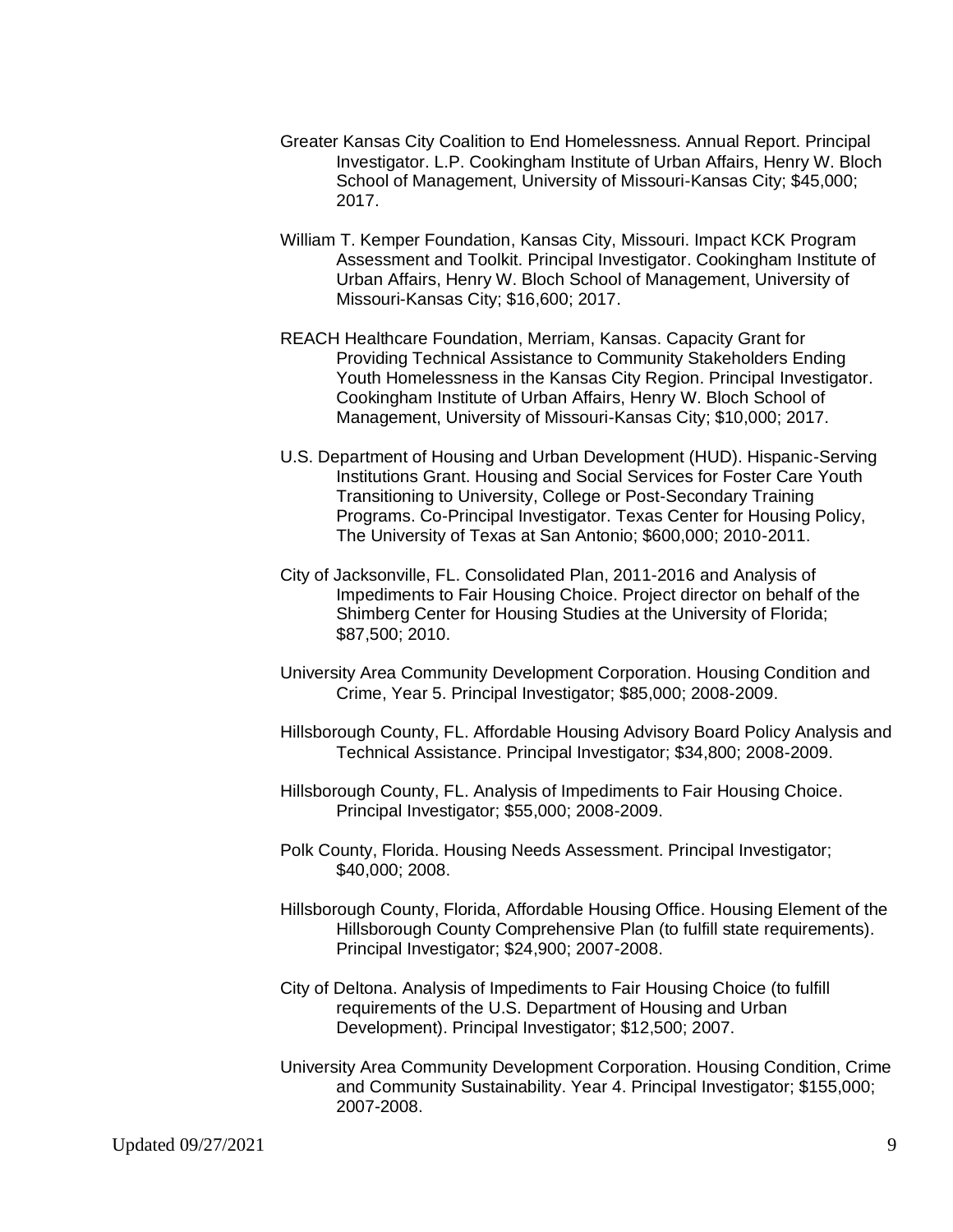Greater Kansas City Coalition to End Homelessness. Annual Report. Principal Investigator. L.P. Cookingham Institute of Urban Affairs, Henry W. Bloch School of Management, University of Missouri-Kansas City; $45,000; 2017.

William T. Kemper Foundation, Kansas City, Missouri. Impact KCK Program Assessment and Toolkit. Principal Investigator. Cookingham Institute of Urban Affairs, Henry W. Bloch School of Management, University of Missouri-Kansas City; $16,600; 2017.

REACH Healthcare Foundation, Merriam, Kansas. Capacity Grant for Providing Technical Assistance to Community Stakeholders Ending Youth Homelessness in the Kansas City Region. Principal Investigator. Cookingham Institute of Urban Affairs, Henry W. Bloch School of Management, University of Missouri-Kansas City; $10,000; 2017.

U.S. Department of Housing and Urban Development (HUD). Hispanic-Serving Institutions Grant. Housing and Social Services for Foster Care Youth Transitioning to University, College or Post-Secondary Training Programs. Co-Principal Investigator. Texas Center for Housing Policy, The University of Texas at San Antonio; $600,000; 2010-2011.

City of Jacksonville, FL. Consolidated Plan, 2011-2016 and Analysis of Impediments to Fair Housing Choice. Project director on behalf of the Shimberg Center for Housing Studies at the University of Florida; $87,500; 2010.

University Area Community Development Corporation. Housing Condition and Crime, Year 5. Principal Investigator; $85,000; 2008-2009.

Hillsborough County, FL. Affordable Housing Advisory Board Policy Analysis and Technical Assistance. Principal Investigator; $34,800; 2008-2009.

Hillsborough County, FL. Analysis of Impediments to Fair Housing Choice. Principal Investigator; $55,000; 2008-2009.

Polk County, Florida. Housing Needs Assessment. Principal Investigator; $40,000; 2008.

Hillsborough County, Florida, Affordable Housing Office. Housing Element of the Hillsborough County Comprehensive Plan (to fulfill state requirements). Principal Investigator; $24,900; 2007-2008.

City of Deltona. Analysis of Impediments to Fair Housing Choice (to fulfill requirements of the U.S. Department of Housing and Urban Development). Principal Investigator; $12,500; 2007.

University Area Community Development Corporation. Housing Condition, Crime and Community Sustainability. Year 4. Principal Investigator; $155,000; 2007-2008.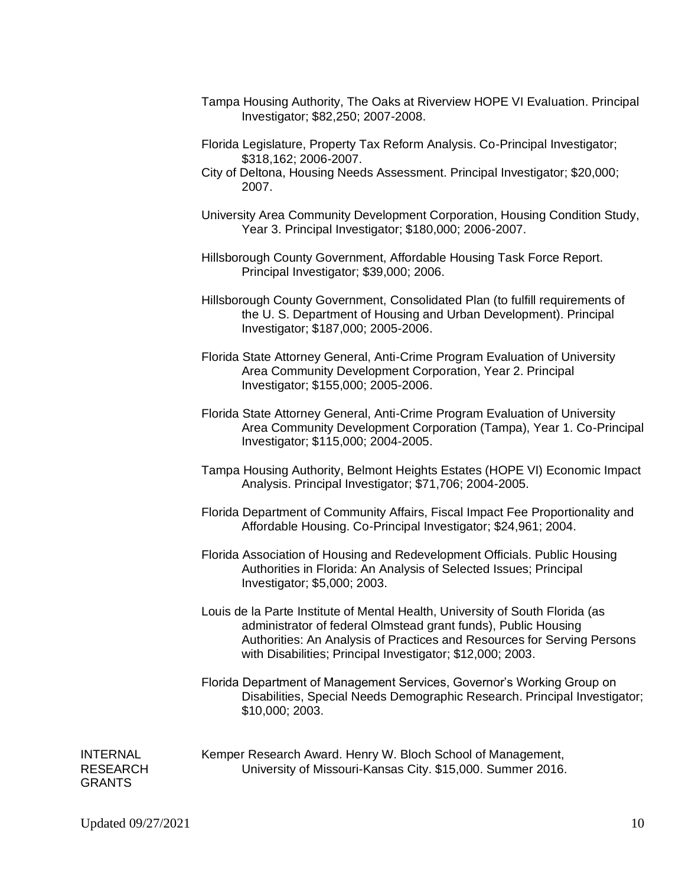Tampa Housing Authority, The Oaks at Riverview HOPE VI Evaluation. Principal Investigator; $82,250; 2007-2008.

Florida Legislature, Property Tax Reform Analysis. Co-Principal Investigator; $318,162; 2006-2007.

City of Deltona, Housing Needs Assessment. Principal Investigator; $20,000; 2007.

University Area Community Development Corporation, Housing Condition Study, Year 3. Principal Investigator; $180,000; 2006-2007.

Hillsborough County Government, Affordable Housing Task Force Report. Principal Investigator; $39,000; 2006.

Hillsborough County Government, Consolidated Plan (to fulfill requirements of the U. S. Department of Housing and Urban Development). Principal Investigator; $187,000; 2005-2006.

Florida State Attorney General, Anti-Crime Program Evaluation of University Area Community Development Corporation, Year 2. Principal Investigator; $155,000; 2005-2006.

Florida State Attorney General, Anti-Crime Program Evaluation of University Area Community Development Corporation (Tampa), Year 1. Co-Principal Investigator; $115,000; 2004-2005.

Tampa Housing Authority, Belmont Heights Estates (HOPE VI) Economic Impact Analysis. Principal Investigator; $71,706; 2004-2005.

Florida Department of Community Affairs, Fiscal Impact Fee Proportionality and Affordable Housing. Co-Principal Investigator; $24,961; 2004.

Florida Association of Housing and Redevelopment Officials. Public Housing Authorities in Florida: An Analysis of Selected Issues; Principal Investigator; $5,000; 2003.

Louis de la Parte Institute of Mental Health, University of South Florida (as administrator of federal Olmstead grant funds), Public Housing Authorities: An Analysis of Practices and Resources for Serving Persons with Disabilities; Principal Investigator; $12,000; 2003.

Florida Department of Management Services, Governor's Working Group on Disabilities, Special Needs Demographic Research. Principal Investigator; $10,000; 2003.

## INTERNAL RESEARCH GRANTS

Kemper Research Award. Henry W. Bloch School of Management, University of Missouri-Kansas City. $15,000. Summer 2016.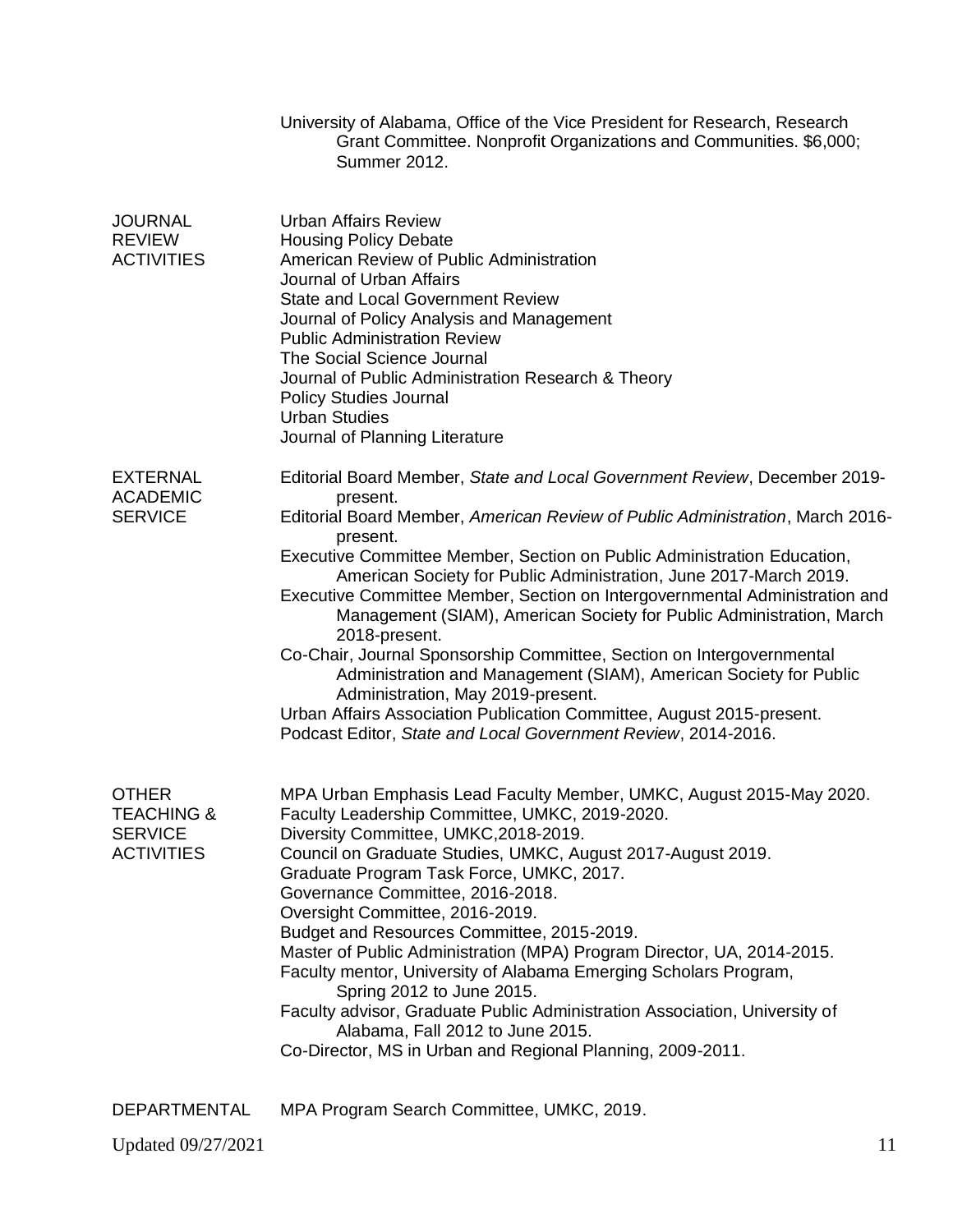University of Alabama, Office of the Vice President for Research, Research Grant Committee. Nonprofit Organizations and Communities. $6,000; Summer 2012.

## JOURNAL REVIEW ACTIVITIES

Urban Affairs Review
Housing Policy Debate
American Review of Public Administration
Journal of Urban Affairs
State and Local Government Review
Journal of Policy Analysis and Management
Public Administration Review
The Social Science Journal
Journal of Public Administration Research & Theory
Policy Studies Journal
Urban Studies
Journal of Planning Literature

## EXTERNAL ACADEMIC SERVICE

Editorial Board Member, *State and Local Government Review*, December 2019-present.

Editorial Board Member, *American Review of Public Administration*, March 2016-present.

Executive Committee Member, Section on Public Administration Education, American Society for Public Administration, June 2017-March 2019.

Executive Committee Member, Section on Intergovernmental Administration and Management (SIAM), American Society for Public Administration, March 2018-present.

Co-Chair, Journal Sponsorship Committee, Section on Intergovernmental Administration and Management (SIAM), American Society for Public Administration, May 2019-present.

Urban Affairs Association Publication Committee, August 2015-present.

Podcast Editor, *State and Local Government Review*, 2014-2016.

## OTHER TEACHING & SERVICE ACTIVITIES

MPA Urban Emphasis Lead Faculty Member, UMKC, August 2015-May 2020.
Faculty Leadership Committee, UMKC, 2019-2020.
Diversity Committee, UMKC,2018-2019.
Council on Graduate Studies, UMKC, August 2017-August 2019.
Graduate Program Task Force, UMKC, 2017.
Governance Committee, 2016-2018.
Oversight Committee, 2016-2019.
Budget and Resources Committee, 2015-2019.
Master of Public Administration (MPA) Program Director, UA, 2014-2015.
Faculty mentor, University of Alabama Emerging Scholars Program, Spring 2012 to June 2015.
Faculty advisor, Graduate Public Administration Association, University of Alabama, Fall 2012 to June 2015.
Co-Director, MS in Urban and Regional Planning, 2009-2011.

## DEPARTMENTAL

MPA Program Search Committee, UMKC, 2019.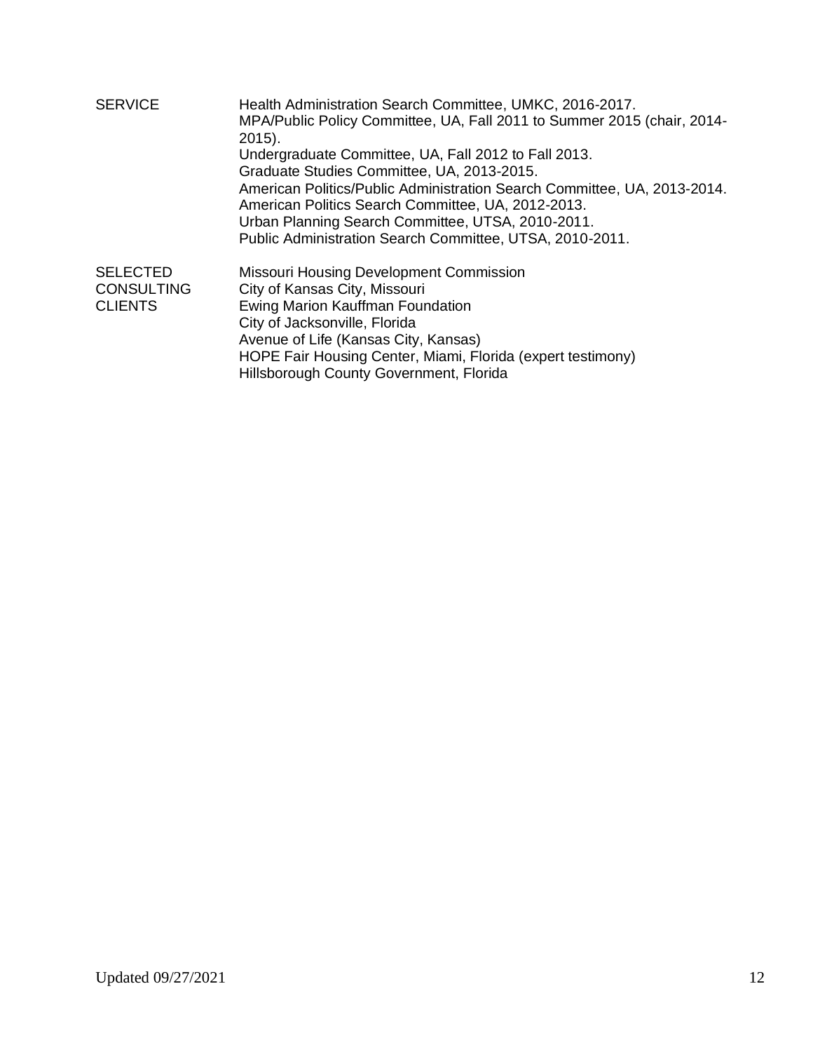## SERVICE

Health Administration Search Committee, UMKC, 2016-2017.
MPA/Public Policy Committee, UA, Fall 2011 to Summer 2015 (chair, 2014-2015).
Undergraduate Committee, UA, Fall 2012 to Fall 2013.
Graduate Studies Committee, UA, 2013-2015.
American Politics/Public Administration Search Committee, UA, 2013-2014.
American Politics Search Committee, UA, 2012-2013.
Urban Planning Search Committee, UTSA, 2010-2011.
Public Administration Search Committee, UTSA, 2010-2011.

## SELECTED CONSULTING CLIENTS

Missouri Housing Development Commission
City of Kansas City, Missouri
Ewing Marion Kauffman Foundation
City of Jacksonville, Florida
Avenue of Life (Kansas City, Kansas)
HOPE Fair Housing Center, Miami, Florida (expert testimony)
Hillsborough County Government, Florida